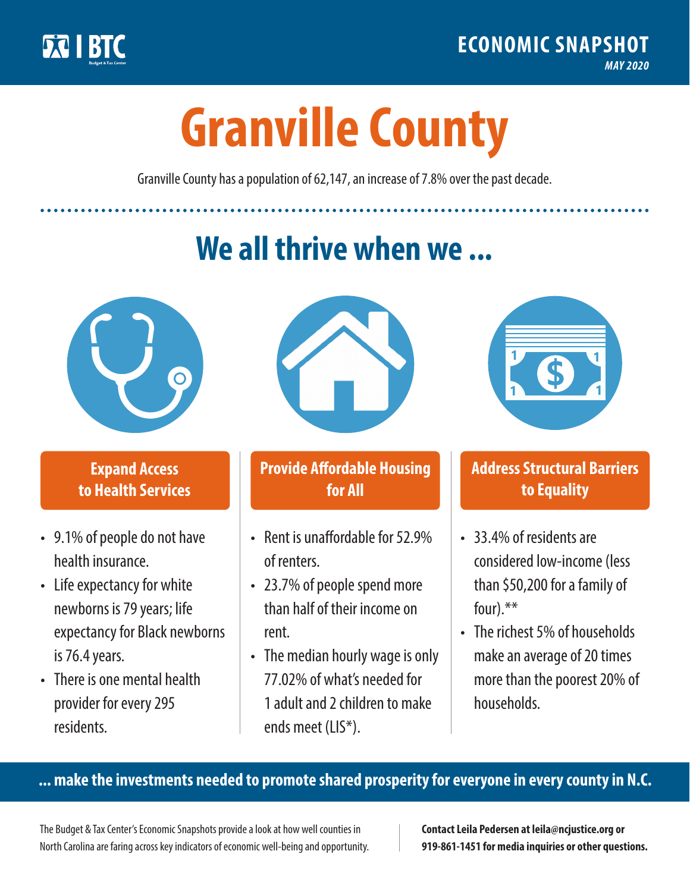BTC

ECONOMIC SNAPSHOT

*MAY 2020*

# Granville County

Granville County has a population of 62,147, an increase of 7.8% over the past decade.

## We all thrive when we ...

### Expand Access to Health Services

- 9.1% of people do not have health insurance.
- Life expectancy for white newborns is 79 years; life expectancy for Black newborns is 76.4 years.
- There is one mental health provider for every 295 residents.

### Provide Affordable Housing for All

- Rent is unaffordable for 52.9% of renters.
- 23.7% of people spend more than half of their income on rent.
- The median hourly wage is only 77.02% of what's needed for 1 adult and 2 children to make ends meet (LIS*).

### Address Structural Barriers to Equality

- 33.4% of residents are considered low-income (less than $50,200 for a family of four).**
- The richest 5% of households make an average of 20 times more than the poorest 20% of households.

**... make the investments needed to promote shared prosperity for everyone in every county in N.C.**

The Budget & Tax Center's Economic Snapshots provide a look at how well counties in North Carolina are faring across key indicators of economic well-being and opportunity.

**Contact Leila Pedersen at leila@ncjustice.org or 919-861-1451 for media inquiries or other questions.**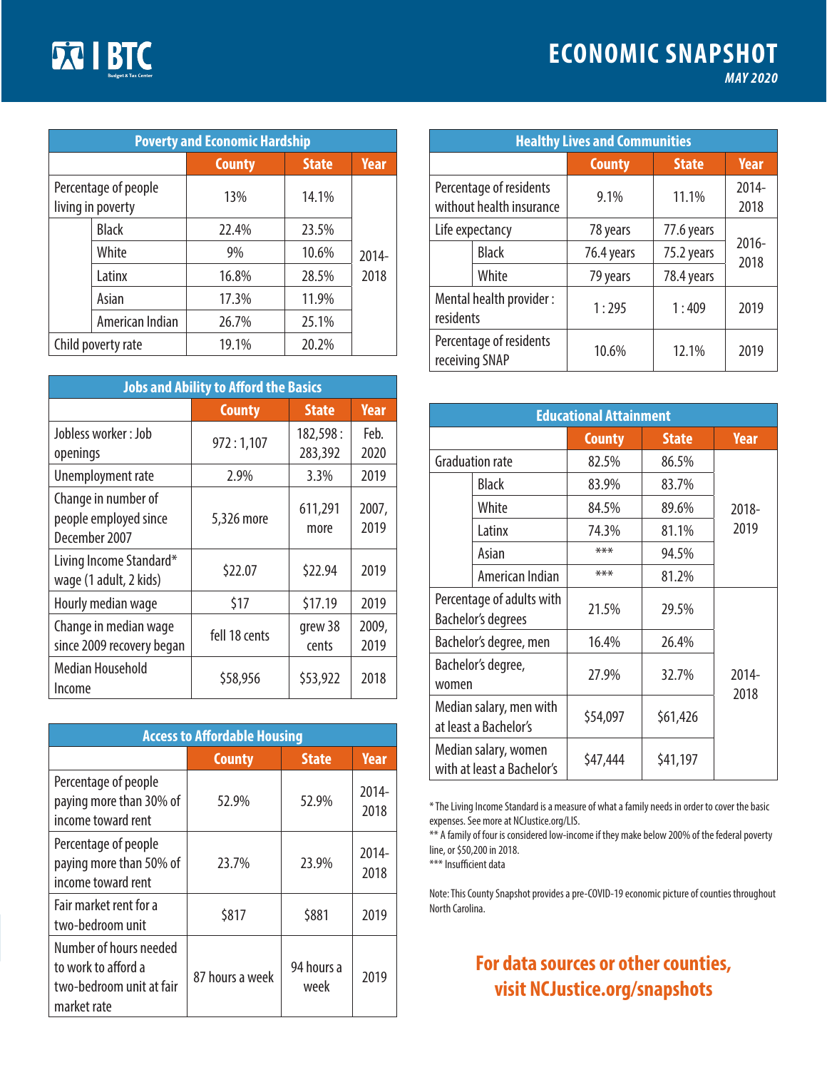# ECONOMIC SNAPSHOT

*MAY 2020*

## Poverty and Economic Hardship

| | | County | State | Year |
|---|---|---|---|---|
| Percentage of people living in poverty | | 13% | 14.1% | 2014-2018 |
| | Black | 22.4% | 23.5% | |
| | White | 9% | 10.6% | |
| | Latinx | 16.8% | 28.5% | |
| | Asian | 17.3% | 11.9% | |
| | American Indian | 26.7% | 25.1% | |
| Child poverty rate | | 19.1% | 20.2% | |

## Jobs and Ability to Afford the Basics

| | County | State | Year |
|---|---|---|---|
| Jobless worker : Job openings | 972 : 1,107 | 182,598 : 283,392 | Feb. 2020 |
| Unemployment rate | 2.9% | 3.3% | 2019 |
| Change in number of people employed since December 2007 | 5,326 more | 611,291 more | 2007, 2019 |
| Living Income Standard* wage (1 adult, 2 kids) | $22.07 | $22.94 | 2019 |
| Hourly median wage | $17 | $17.19 | 2019 |
| Change in median wage since 2009 recovery began | fell 18 cents | grew 38 cents | 2009, 2019 |
| Median Household Income | $58,956 | $53,922 | 2018 |

## Access to Affordable Housing

| | County | State | Year |
|---|---|---|---|
| Percentage of people paying more than 30% of income toward rent | 52.9% | 52.9% | 2014-2018 |
| Percentage of people paying more than 50% of income toward rent | 23.7% | 23.9% | 2014-2018 |
| Fair market rent for a two-bedroom unit | $817 | $881 | 2019 |
| Number of hours needed to work to afford a two-bedroom unit at fair market rate | 87 hours a week | 94 hours a week | 2019 |

## Healthy Lives and Communities

| | | County | State | Year |
|---|---|---|---|---|
| Percentage of residents without health insurance | | 9.1% | 11.1% | 2014-2018 |
| Life expectancy | | 78 years | 77.6 years | 2016-2018 |
| | Black | 76.4 years | 75.2 years | |
| | White | 79 years | 78.4 years | |
| Mental health provider : residents | | 1 : 295 | 1 : 409 | 2019 |
| Percentage of residents receiving SNAP | | 10.6% | 12.1% | 2019 |

## Educational Attainment

| | | County | State | Year |
|---|---|---|---|---|
| Graduation rate | | 82.5% | 86.5% | 2018-2019 |
| | Black | 83.9% | 83.7% | |
| | White | 84.5% | 89.6% | |
| | Latinx | 74.3% | 81.1% | |
| | Asian | *** | 94.5% | |
| | American Indian | *** | 81.2% | |
| Percentage of adults with Bachelor's degrees | | 21.5% | 29.5% | 2014-2018 |
| Bachelor's degree, men | | 16.4% | 26.4% | |
| Bachelor's degree, women | | 27.9% | 32.7% | |
| Median salary, men with at least a Bachelor's | | $54,097 | $61,426 | |
| Median salary, women with at least a Bachelor's | | $47,444 | $41,197 | |

* The Living Income Standard is a measure of what a family needs in order to cover the basic expenses. See more at NCJustice.org/LIS.

** A family of four is considered low-income if they make below 200% of the federal poverty line, or $50,200 in 2018.

*** Insufficient data

Note: This County Snapshot provides a pre-COVID-19 economic picture of counties throughout North Carolina.

**For data sources or other counties, visit NCJustice.org/snapshots**